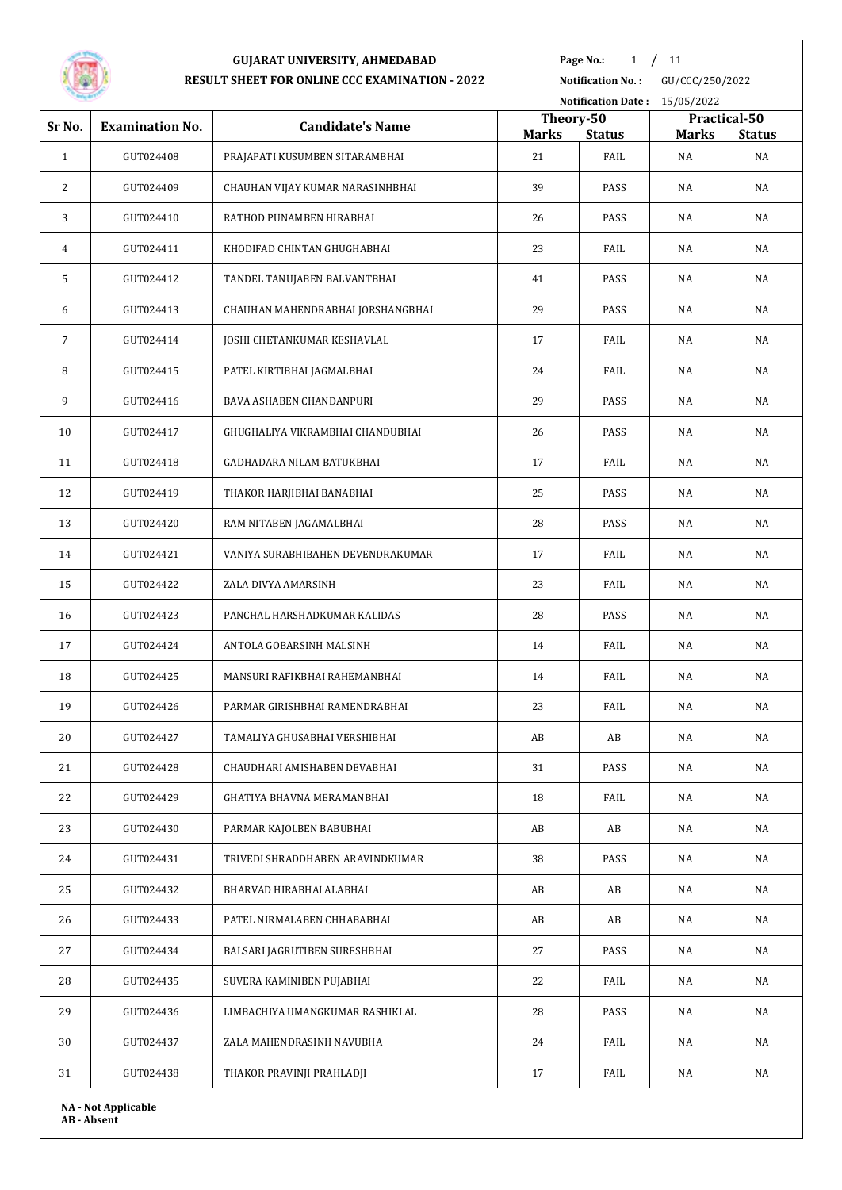# GUJARAT UNIVERSITY, AHMEDABAD

## RESULT SHEET FOR ONLINE CCC EXAMINATION - 2022

**Notification No. :** GU/CCC/250/2022

**Notification Date :** 15/05/2022

| Sr No. | Examination No. | Candidate's Name | Theory-50 | | Practical-50 | |
|---|---|---|---|---|---|---|
| | | | Marks | Status | Marks | Status |
| 1 | GUT024408 | PRAJAPATI KUSUMBEN SITARAMBHAI | 21 | FAIL | NA | NA |
| 2 | GUT024409 | CHAUHAN VIJAY KUMAR NARASINHBHAI | 39 | PASS | NA | NA |
| 3 | GUT024410 | RATHOD PUNAMBEN HIRABHAI | 26 | PASS | NA | NA |
| 4 | GUT024411 | KHODIFAD CHINTAN GHUGHABHAI | 23 | FAIL | NA | NA |
| 5 | GUT024412 | TANDEL TANUJABEN BALVANTBHAI | 41 | PASS | NA | NA |
| 6 | GUT024413 | CHAUHAN MAHENDRABHAI JORSHANGBHAI | 29 | PASS | NA | NA |
| 7 | GUT024414 | JOSHI CHETANKUMAR KESHAVLAL | 17 | FAIL | NA | NA |
| 8 | GUT024415 | PATEL KIRTIBHAI JAGMALBHAI | 24 | FAIL | NA | NA |
| 9 | GUT024416 | BAVA ASHABEN CHANDANPURI | 29 | PASS | NA | NA |
| 10 | GUT024417 | GHUGHALIYA VIKRAMBHAI CHANDUBHAI | 26 | PASS | NA | NA |
| 11 | GUT024418 | GADHADARA NILAM BATUKBHAI | 17 | FAIL | NA | NA |
| 12 | GUT024419 | THAKOR HARJIBHAI BANABHAI | 25 | PASS | NA | NA |
| 13 | GUT024420 | RAM NITABEN JAGAMALBHAI | 28 | PASS | NA | NA |
| 14 | GUT024421 | VANIYA SURABHIBAHEN DEVENDRAKUMAR | 17 | FAIL | NA | NA |
| 15 | GUT024422 | ZALA DIVYA AMARSINH | 23 | FAIL | NA | NA |
| 16 | GUT024423 | PANCHAL HARSHADKUMAR KALIDAS | 28 | PASS | NA | NA |
| 17 | GUT024424 | ANTOLA GOBARSINH MALSINH | 14 | FAIL | NA | NA |
| 18 | GUT024425 | MANSURI RAFIKBHAI RAHEMANBHAI | 14 | FAIL | NA | NA |
| 19 | GUT024426 | PARMAR GIRISHBHAI RAMENDRABHAI | 23 | FAIL | NA | NA |
| 20 | GUT024427 | TAMALIYA GHUSABHAI VERSHIBHAI | AB | AB | NA | NA |
| 21 | GUT024428 | CHAUDHARI AMISHABEN DEVABHAI | 31 | PASS | NA | NA |
| 22 | GUT024429 | GHATIYA BHAVNA MERAMANBHAI | 18 | FAIL | NA | NA |
| 23 | GUT024430 | PARMAR KAJOLBEN BABUBHAI | AB | AB | NA | NA |
| 24 | GUT024431 | TRIVEDI SHRADDHABEN ARAVINDKUMAR | 38 | PASS | NA | NA |
| 25 | GUT024432 | BHARVAD HIRABHAI ALABHAI | AB | AB | NA | NA |
| 26 | GUT024433 | PATEL NIRMALABEN CHHABABHAI | AB | AB | NA | NA |
| 27 | GUT024434 | BALSARI JAGRUTIBEN SURESHBHAI | 27 | PASS | NA | NA |
| 28 | GUT024435 | SUVERA KAMINIBEN PUJABHAI | 22 | FAIL | NA | NA |
| 29 | GUT024436 | LIMBACHIYA UMANGKUMAR RASHIKLAL | 28 | PASS | NA | NA |
| 30 | GUT024437 | ZALA MAHENDRASINH NAVUBHA | 24 | FAIL | NA | NA |
| 31 | GUT024438 | THAKOR PRAVINJI PRAHLADJI | 17 | FAIL | NA | NA |

**NA - Not Applicable**
**AB - Absent**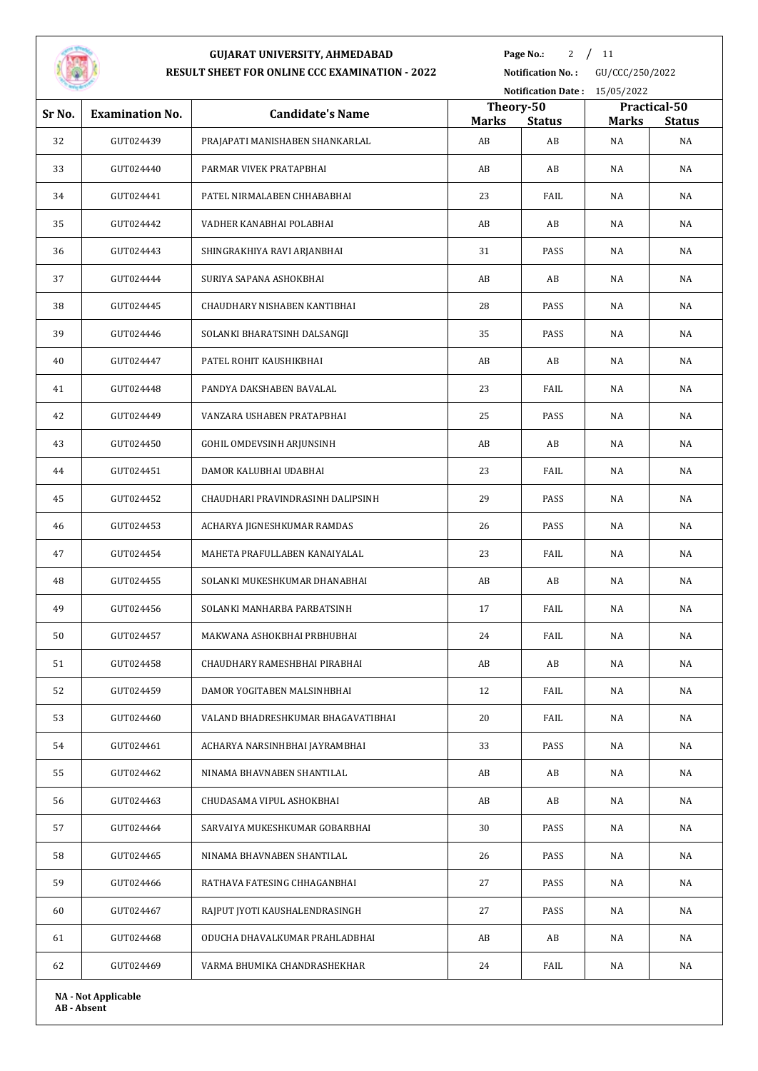# GUJARAT UNIVERSITY, AHMEDABAD

## RESULT SHEET FOR ONLINE CCC EXAMINATION - 2022

**Notification No. :** GU/CCC/250/2022

**Notification Date :** 15/05/2022

| Sr No. | Examination No. | Candidate's Name | Theory-50 | | Practical-50 | |
|---|---|---|---|---|---|---|
| | | | Marks | Status | Marks | Status |
| 32 | GUT024439 | PRAJAPATI MANISHABEN SHANKARLAL | AB | AB | NA | NA |
| 33 | GUT024440 | PARMAR VIVEK PRATAPBHAI | AB | AB | NA | NA |
| 34 | GUT024441 | PATEL NIRMALABEN CHHABABHAI | 23 | FAIL | NA | NA |
| 35 | GUT024442 | VADHER KANABHAI POLABHAI | AB | AB | NA | NA |
| 36 | GUT024443 | SHINGRAKHIYA RAVI ARJANBHAI | 31 | PASS | NA | NA |
| 37 | GUT024444 | SURIYA SAPANA ASHOKBHAI | AB | AB | NA | NA |
| 38 | GUT024445 | CHAUDHARY NISHABEN KANTIBHAI | 28 | PASS | NA | NA |
| 39 | GUT024446 | SOLANKI BHARATSINH DALSANGJI | 35 | PASS | NA | NA |
| 40 | GUT024447 | PATEL ROHIT KAUSHIKBHAI | AB | AB | NA | NA |
| 41 | GUT024448 | PANDYA DAKSHABEN BAVALAL | 23 | FAIL | NA | NA |
| 42 | GUT024449 | VANZARA USHABEN PRATAPBHAI | 25 | PASS | NA | NA |
| 43 | GUT024450 | GOHIL OMDEVSINH ARJUNSINH | AB | AB | NA | NA |
| 44 | GUT024451 | DAMOR KALUBHAI UDABHAI | 23 | FAIL | NA | NA |
| 45 | GUT024452 | CHAUDHARI PRAVINDRASINH DALIPSINH | 29 | PASS | NA | NA |
| 46 | GUT024453 | ACHARYA JIGNESHKUMAR RAMDAS | 26 | PASS | NA | NA |
| 47 | GUT024454 | MAHETA PRAFULLABEN KANAIYALAL | 23 | FAIL | NA | NA |
| 48 | GUT024455 | SOLANKI MUKESHKUMAR DHANABHAI | AB | AB | NA | NA |
| 49 | GUT024456 | SOLANKI MANHARBA PARBATSINH | 17 | FAIL | NA | NA |
| 50 | GUT024457 | MAKWANA ASHOKBHAI PRBHUBHAI | 24 | FAIL | NA | NA |
| 51 | GUT024458 | CHAUDHARY RAMESHBHAI PIRABHAI | AB | AB | NA | NA |
| 52 | GUT024459 | DAMOR YOGITABEN MALSINHBHAI | 12 | FAIL | NA | NA |
| 53 | GUT024460 | VALAND BHADRESHKUMAR BHAGAVATIBHAI | 20 | FAIL | NA | NA |
| 54 | GUT024461 | ACHARYA NARSINHBHAI JAYRAMBHAI | 33 | PASS | NA | NA |
| 55 | GUT024462 | NINAMA BHAVNABEN SHANTILAL | AB | AB | NA | NA |
| 56 | GUT024463 | CHUDASAMA VIPUL ASHOKBHAI | AB | AB | NA | NA |
| 57 | GUT024464 | SARVAIYA MUKESHKUMAR GOBARBHAI | 30 | PASS | NA | NA |
| 58 | GUT024465 | NINAMA BHAVNABEN SHANTILAL | 26 | PASS | NA | NA |
| 59 | GUT024466 | RATHAVA FATESING CHHAGANBHAI | 27 | PASS | NA | NA |
| 60 | GUT024467 | RAJPUT JYOTI KAUSHALENDRASINGH | 27 | PASS | NA | NA |
| 61 | GUT024468 | ODUCHA DHAVALKUMAR PRAHLADBHAI | AB | AB | NA | NA |
| 62 | GUT024469 | VARMA BHUMIKA CHANDRASHEKHAR | 24 | FAIL | NA | NA |

**NA - Not Applicable**
**AB - Absent**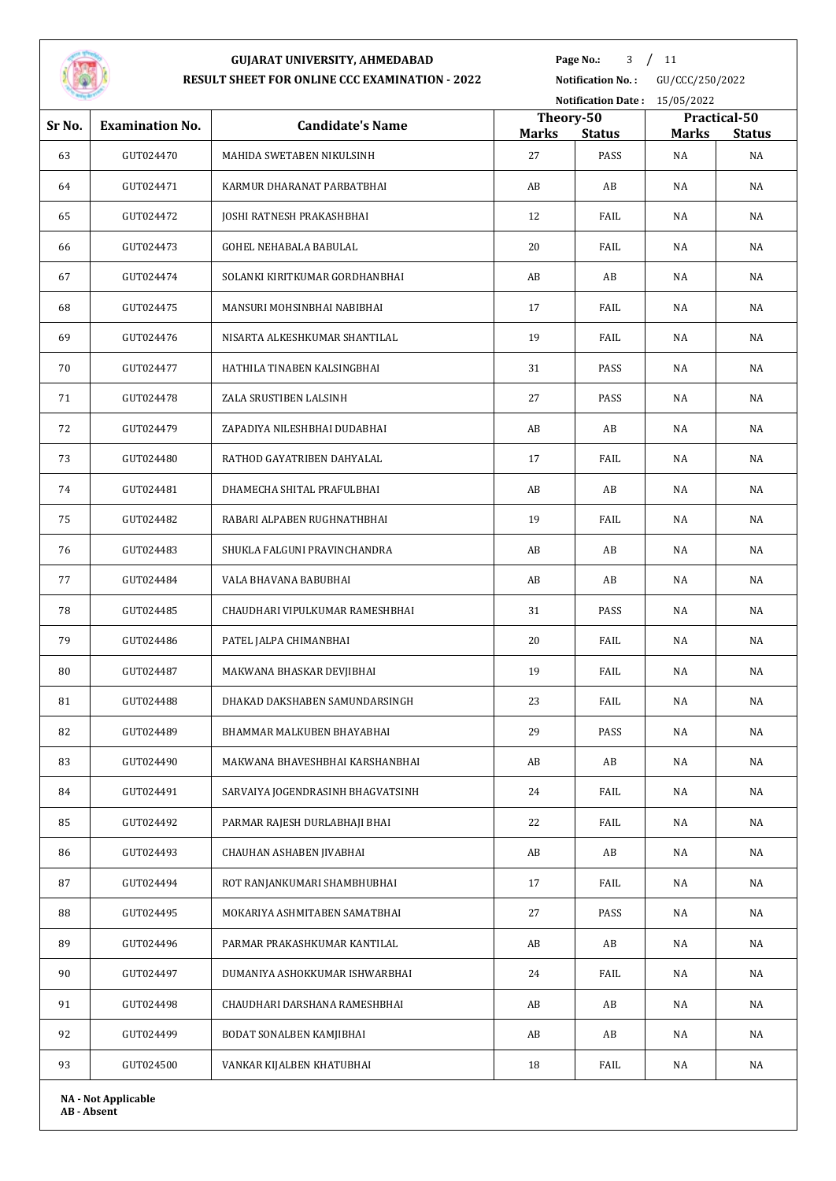# GUJARAT UNIVERSITY, AHMEDABAD

## RESULT SHEET FOR ONLINE CCC EXAMINATION - 2022

**Page No.:** 3 / 11

**Notification No. :** GU/CCC/250/2022

**Notification Date :** 15/05/2022

| Sr No. | Examination No. | Candidate's Name | Theory-50 | | Practical-50 | |
|---|---|---|---|---|---|---|
| | | | Marks | Status | Marks | Status |
| 63 | GUT024470 | MAHIDA SWETABEN NIKULSINH | 27 | PASS | NA | NA |
| 64 | GUT024471 | KARMUR DHARANAT PARBATBHAI | AB | AB | NA | NA |
| 65 | GUT024472 | JOSHI RATNESH PRAKASHBHAI | 12 | FAIL | NA | NA |
| 66 | GUT024473 | GOHEL NEHABALA BABULAL | 20 | FAIL | NA | NA |
| 67 | GUT024474 | SOLANKI KIRITKUMAR GORDHANBHAI | AB | AB | NA | NA |
| 68 | GUT024475 | MANSURI MOHSINBHAI NABIBHAI | 17 | FAIL | NA | NA |
| 69 | GUT024476 | NISARTA ALKESHKUMAR SHANTILAL | 19 | FAIL | NA | NA |
| 70 | GUT024477 | HATHILA TINABEN KALSINGBHAI | 31 | PASS | NA | NA |
| 71 | GUT024478 | ZALA SRUSTIBEN LALSINH | 27 | PASS | NA | NA |
| 72 | GUT024479 | ZAPADIYA NILESHBHAI DUDABHAI | AB | AB | NA | NA |
| 73 | GUT024480 | RATHOD GAYATRIBEN DAHYALAL | 17 | FAIL | NA | NA |
| 74 | GUT024481 | DHAMECHA SHITAL PRAFULBHAI | AB | AB | NA | NA |
| 75 | GUT024482 | RABARI ALPABEN RUGHNATHBHAI | 19 | FAIL | NA | NA |
| 76 | GUT024483 | SHUKLA FALGUNI PRAVINCHANDRA | AB | AB | NA | NA |
| 77 | GUT024484 | VALA BHAVANA BABUBHAI | AB | AB | NA | NA |
| 78 | GUT024485 | CHAUDHARI VIPULKUMAR RAMESHBHAI | 31 | PASS | NA | NA |
| 79 | GUT024486 | PATEL JALPA CHIMANBHAI | 20 | FAIL | NA | NA |
| 80 | GUT024487 | MAKWANA BHASKAR DEVJIBHAI | 19 | FAIL | NA | NA |
| 81 | GUT024488 | DHAKAD DAKSHABEN SAMUNDARSINGH | 23 | FAIL | NA | NA |
| 82 | GUT024489 | BHAMMAR MALKUBEN BHAYABHAI | 29 | PASS | NA | NA |
| 83 | GUT024490 | MAKWANA BHAVESHBHAI KARSHANBHAI | AB | AB | NA | NA |
| 84 | GUT024491 | SARVAIYA JOGENDRASINH BHAGVATSINH | 24 | FAIL | NA | NA |
| 85 | GUT024492 | PARMAR RAJESH DURLABHAJI BHAI | 22 | FAIL | NA | NA |
| 86 | GUT024493 | CHAUHAN ASHABEN JIVABHAI | AB | AB | NA | NA |
| 87 | GUT024494 | ROT RANJANKUMARI SHAMBHUBHAI | 17 | FAIL | NA | NA |
| 88 | GUT024495 | MOKARIYA ASHMITABEN SAMATBHAI | 27 | PASS | NA | NA |
| 89 | GUT024496 | PARMAR PRAKASHKUMAR KANTILAL | AB | AB | NA | NA |
| 90 | GUT024497 | DUMANIYA ASHOKKUMAR ISHWARBHAI | 24 | FAIL | NA | NA |
| 91 | GUT024498 | CHAUDHARI DARSHANA RAMESHBHAI | AB | AB | NA | NA |
| 92 | GUT024499 | BODAT SONALBEN KAMJIBHAI | AB | AB | NA | NA |
| 93 | GUT024500 | VANKAR KIJALBEN KHATUBHAI | 18 | FAIL | NA | NA |

**NA - Not Applicable**
**AB - Absent**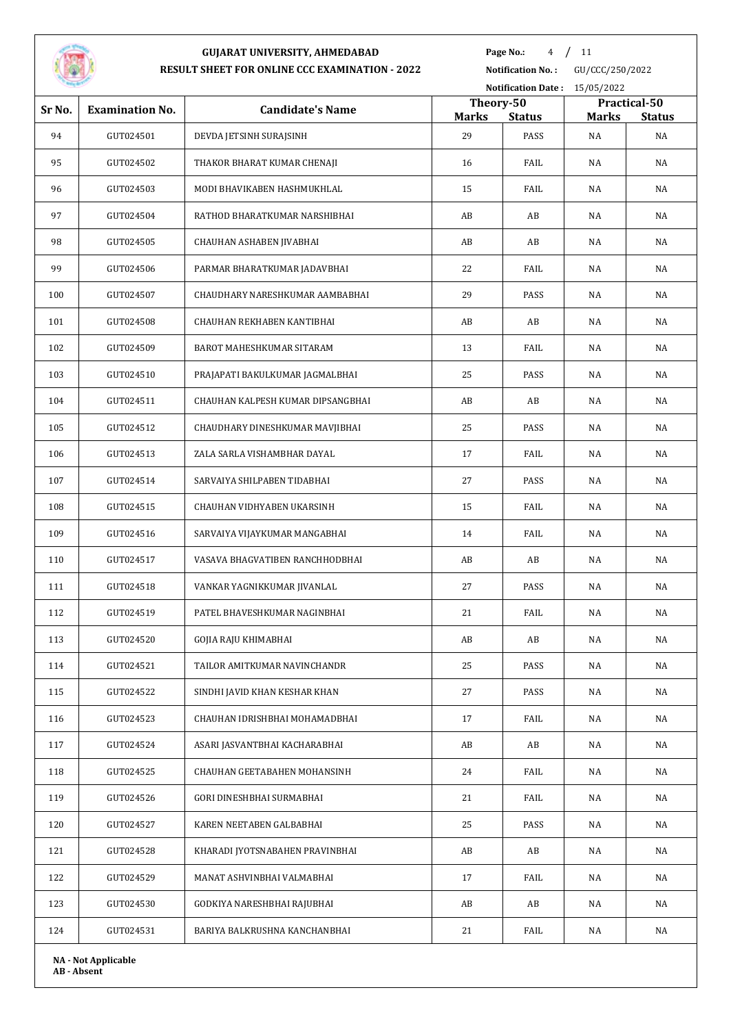# GUJARAT UNIVERSITY, AHMEDABAD

## RESULT SHEET FOR ONLINE CCC EXAMINATION - 2022

**Page No.:** 4 / 11
**Notification No. :** GU/CCC/250/2022
**Notification Date :** 15/05/2022

| Sr No. | Examination No. | Candidate's Name | Theory-50 | | Practical-50 | |
|---|---|---|---|---|---|---|
| | | | **Marks** | **Status** | **Marks** | **Status** |
| 94 | GUT024501 | DEVDA JETSINH SURAJSINH | 29 | PASS | NA | NA |
| 95 | GUT024502 | THAKOR BHARAT KUMAR CHENAJI | 16 | FAIL | NA | NA |
| 96 | GUT024503 | MODI BHAVIKABEN HASHMUKHLAL | 15 | FAIL | NA | NA |
| 97 | GUT024504 | RATHOD BHARATKUMAR NARSHIBHAI | AB | AB | NA | NA |
| 98 | GUT024505 | CHAUHAN ASHABEN JIVABHAI | AB | AB | NA | NA |
| 99 | GUT024506 | PARMAR BHARATKUMAR JADAVBHAI | 22 | FAIL | NA | NA |
| 100 | GUT024507 | CHAUDHARY NARESHKUMAR AAMBABHAI | 29 | PASS | NA | NA |
| 101 | GUT024508 | CHAUHAN REKHABEN KANTIBHAI | AB | AB | NA | NA |
| 102 | GUT024509 | BAROT MAHESHKUMAR SITARAM | 13 | FAIL | NA | NA |
| 103 | GUT024510 | PRAJAPATI BAKULKUMAR JAGMALBHAI | 25 | PASS | NA | NA |
| 104 | GUT024511 | CHAUHAN KALPESH KUMAR DIPSANGBHAI | AB | AB | NA | NA |
| 105 | GUT024512 | CHAUDHARY DINESHKUMAR MAVJIBHAI | 25 | PASS | NA | NA |
| 106 | GUT024513 | ZALA SARLA VISHAMBHAR DAYAL | 17 | FAIL | NA | NA |
| 107 | GUT024514 | SARVAIYA SHILPABEN TIDABHAI | 27 | PASS | NA | NA |
| 108 | GUT024515 | CHAUHAN VIDHYABEN UKARSINH | 15 | FAIL | NA | NA |
| 109 | GUT024516 | SARVAIYA VIJAYKUMAR MANGABHAI | 14 | FAIL | NA | NA |
| 110 | GUT024517 | VASAVA BHAGVATIBEN RANCHHODBHAI | AB | AB | NA | NA |
| 111 | GUT024518 | VANKAR YAGNIKKUMAR JIVANLAL | 27 | PASS | NA | NA |
| 112 | GUT024519 | PATEL BHAVESHKUMAR NAGINBHAI | 21 | FAIL | NA | NA |
| 113 | GUT024520 | GOJIA RAJU KHIMABHAI | AB | AB | NA | NA |
| 114 | GUT024521 | TAILOR AMITKUMAR NAVINCHANDR | 25 | PASS | NA | NA |
| 115 | GUT024522 | SINDHI JAVID KHAN KESHAR KHAN | 27 | PASS | NA | NA |
| 116 | GUT024523 | CHAUHAN IDRISHBHAI MOHAMADBHAI | 17 | FAIL | NA | NA |
| 117 | GUT024524 | ASARI JASVANTBHAI KACHARABHAI | AB | AB | NA | NA |
| 118 | GUT024525 | CHAUHAN GEETABAHEN MOHANSINH | 24 | FAIL | NA | NA |
| 119 | GUT024526 | GORI DINESHBHAI SURMABHAI | 21 | FAIL | NA | NA |
| 120 | GUT024527 | KAREN NEETABEN GALBABHAI | 25 | PASS | NA | NA |
| 121 | GUT024528 | KHARADI JYOTSNABAHEN PRAVINBHAI | AB | AB | NA | NA |
| 122 | GUT024529 | MANAT ASHVINBHAI VALMABHAI | 17 | FAIL | NA | NA |
| 123 | GUT024530 | GODKIYA NARESHBHAI RAJUBHAI | AB | AB | NA | NA |
| 124 | GUT024531 | BARIYA BALKRUSHNA KANCHANBHAI | 21 | FAIL | NA | NA |

**NA - Not Applicable**
**AB - Absent**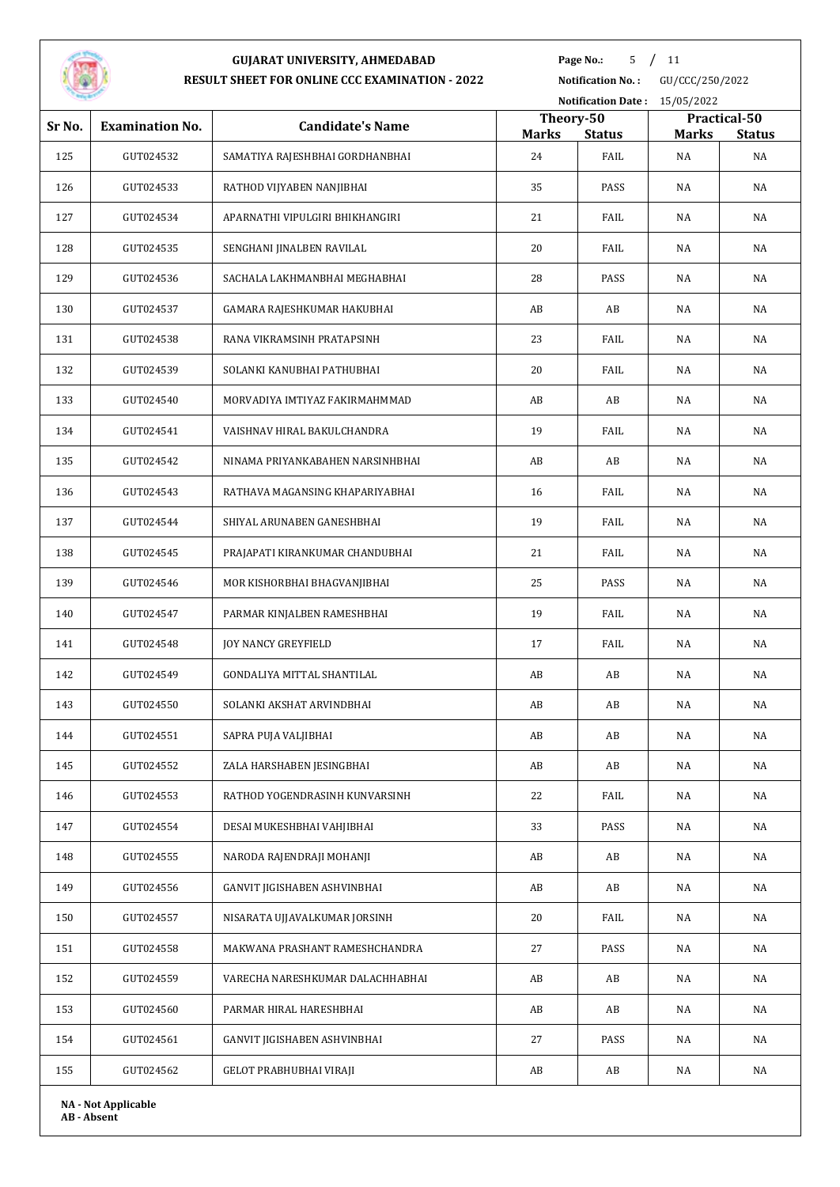# GUJARAT UNIVERSITY, AHMEDABAD

## RESULT SHEET FOR ONLINE CCC EXAMINATION - 2022

**Notification No. :** GU/CCC/250/2022

**Notification Date :** 15/05/2022

| Sr No. | Examination No. | Candidate's Name | Theory-50 | | Practical-50 | |
|---|---|---|---|---|---|---|
| | | | **Marks** | **Status** | **Marks** | **Status** |
| 125 | GUT024532 | SAMATIYA RAJESHBHAI GORDHANBHAI | 24 | FAIL | NA | NA |
| 126 | GUT024533 | RATHOD VIJYABEN NANJIBHAI | 35 | PASS | NA | NA |
| 127 | GUT024534 | APARNATHI VIPULGIRI BHIKHANGIRI | 21 | FAIL | NA | NA |
| 128 | GUT024535 | SENGHANI JINALBEN RAVILAL | 20 | FAIL | NA | NA |
| 129 | GUT024536 | SACHALA LAKHMANBHAI MEGHABHAI | 28 | PASS | NA | NA |
| 130 | GUT024537 | GAMARA RAJESHKUMAR HAKUBHAI | AB | AB | NA | NA |
| 131 | GUT024538 | RANA VIKRAMSINH PRATAPSINH | 23 | FAIL | NA | NA |
| 132 | GUT024539 | SOLANKI KANUBHAI PATHUBHAI | 20 | FAIL | NA | NA |
| 133 | GUT024540 | MORVADIYA IMTIYAZ FAKIRMAHMMAD | AB | AB | NA | NA |
| 134 | GUT024541 | VAISHNAV HIRAL BAKULCHANDRA | 19 | FAIL | NA | NA |
| 135 | GUT024542 | NINAMA PRIYANKABAHEN NARSINHBHAI | AB | AB | NA | NA |
| 136 | GUT024543 | RATHAVA MAGANSING KHAPARIYABHAI | 16 | FAIL | NA | NA |
| 137 | GUT024544 | SHIYAL ARUNABEN GANESHBHAI | 19 | FAIL | NA | NA |
| 138 | GUT024545 | PRAJAPATI KIRANKUMAR CHANDUBHAI | 21 | FAIL | NA | NA |
| 139 | GUT024546 | MOR KISHORBHAI BHAGVANJIBHAI | 25 | PASS | NA | NA |
| 140 | GUT024547 | PARMAR KINJALBEN RAMESHBHAI | 19 | FAIL | NA | NA |
| 141 | GUT024548 | JOY NANCY GREYFIELD | 17 | FAIL | NA | NA |
| 142 | GUT024549 | GONDALIYA MITTAL SHANTILAL | AB | AB | NA | NA |
| 143 | GUT024550 | SOLANKI AKSHAT ARVINDBHAI | AB | AB | NA | NA |
| 144 | GUT024551 | SAPRA PUJA VALJIBHAI | AB | AB | NA | NA |
| 145 | GUT024552 | ZALA HARSHABEN JESINGBHAI | AB | AB | NA | NA |
| 146 | GUT024553 | RATHOD YOGENDRASINH KUNVARSINH | 22 | FAIL | NA | NA |
| 147 | GUT024554 | DESAI MUKESHBHAI VAHJIBHAI | 33 | PASS | NA | NA |
| 148 | GUT024555 | NARODA RAJENDRAJI MOHANJI | AB | AB | NA | NA |
| 149 | GUT024556 | GANVIT JIGISHABEN ASHVINBHAI | AB | AB | NA | NA |
| 150 | GUT024557 | NISARATA UJJAVALKUMAR JORSINH | 20 | FAIL | NA | NA |
| 151 | GUT024558 | MAKWANA PRASHANT RAMESHCHANDRA | 27 | PASS | NA | NA |
| 152 | GUT024559 | VARECHA NARESHKUMAR DALACHHABHAI | AB | AB | NA | NA |
| 153 | GUT024560 | PARMAR HIRAL HARESHBHAI | AB | AB | NA | NA |
| 154 | GUT024561 | GANVIT JIGISHABEN ASHVINBHAI | 27 | PASS | NA | NA |
| 155 | GUT024562 | GELOT PRABHUBHAI VIRAJI | AB | AB | NA | NA |

**NA - Not Applicable**
**AB - Absent**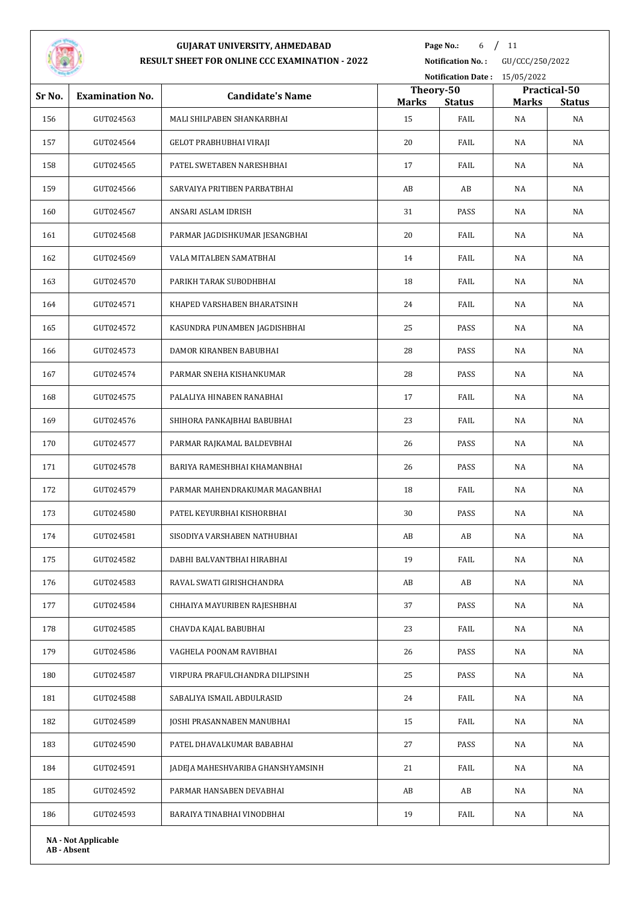# GUJARAT UNIVERSITY, AHMEDABAD

## RESULT SHEET FOR ONLINE CCC EXAMINATION - 2022

**Notification No. :** GU/CCC/250/2022

**Notification Date :** 15/05/2022

| Sr No. | Examination No. | Candidate's Name | Theory-50 | | Practical-50 | |
|---|---|---|---|---|---|---|
| | | | **Marks** | **Status** | **Marks** | **Status** |
| 156 | GUT024563 | MALI SHILPABEN SHANKARBHAI | 15 | FAIL | NA | NA |
| 157 | GUT024564 | GELOT PRABHUBHAI VIRAJI | 20 | FAIL | NA | NA |
| 158 | GUT024565 | PATEL SWETABEN NARESHBHAI | 17 | FAIL | NA | NA |
| 159 | GUT024566 | SARVAIYA PRITIBEN PARBATBHAI | AB | AB | NA | NA |
| 160 | GUT024567 | ANSARI ASLAM IDRISH | 31 | PASS | NA | NA |
| 161 | GUT024568 | PARMAR JAGDISHKUMAR JESANGBHAI | 20 | FAIL | NA | NA |
| 162 | GUT024569 | VALA MITALBEN SAMATBHAI | 14 | FAIL | NA | NA |
| 163 | GUT024570 | PARIKH TARAK SUBODHBHAI | 18 | FAIL | NA | NA |
| 164 | GUT024571 | KHAPED VARSHABEN BHARATSINH | 24 | FAIL | NA | NA |
| 165 | GUT024572 | KASUNDRA PUNAMBEN JAGDISHBHAI | 25 | PASS | NA | NA |
| 166 | GUT024573 | DAMOR KIRANBEN BABUBHAI | 28 | PASS | NA | NA |
| 167 | GUT024574 | PARMAR SNEHA KISHANKUMAR | 28 | PASS | NA | NA |
| 168 | GUT024575 | PALALIYA HINABEN RANABHAI | 17 | FAIL | NA | NA |
| 169 | GUT024576 | SHIHORA PANKAJBHAI BABUBHAI | 23 | FAIL | NA | NA |
| 170 | GUT024577 | PARMAR RAJKAMAL BALDEVBHAI | 26 | PASS | NA | NA |
| 171 | GUT024578 | BARIYA RAMESHBHAI KHAMANBHAI | 26 | PASS | NA | NA |
| 172 | GUT024579 | PARMAR MAHENDRAKUMAR MAGANBHAI | 18 | FAIL | NA | NA |
| 173 | GUT024580 | PATEL KEYURBHAI KISHORBHAI | 30 | PASS | NA | NA |
| 174 | GUT024581 | SISODIYA VARSHABEN NATHUBHAI | AB | AB | NA | NA |
| 175 | GUT024582 | DABHI BALVANTBHAI HIRABHAI | 19 | FAIL | NA | NA |
| 176 | GUT024583 | RAVAL SWATI GIRISHCHANDRA | AB | AB | NA | NA |
| 177 | GUT024584 | CHHAIYA MAYURIBEN RAJESHBHAI | 37 | PASS | NA | NA |
| 178 | GUT024585 | CHAVDA KAJAL BABUBHAI | 23 | FAIL | NA | NA |
| 179 | GUT024586 | VAGHELA POONAM RAVIBHAI | 26 | PASS | NA | NA |
| 180 | GUT024587 | VIRPURA PRAFULCHANDRA DILIPSINH | 25 | PASS | NA | NA |
| 181 | GUT024588 | SABALIYA ISMAIL ABDULRASID | 24 | FAIL | NA | NA |
| 182 | GUT024589 | JOSHI PRASANNABEN MANUBHAI | 15 | FAIL | NA | NA |
| 183 | GUT024590 | PATEL DHAVALKUMAR BABABHAI | 27 | PASS | NA | NA |
| 184 | GUT024591 | JADEJA MAHESHVARIBA GHANSHYAMSINH | 21 | FAIL | NA | NA |
| 185 | GUT024592 | PARMAR HANSABEN DEVABHAI | AB | AB | NA | NA |
| 186 | GUT024593 | BARAIYA TINABHAI VINODBHAI | 19 | FAIL | NA | NA |

**NA - Not Applicable**
**AB - Absent**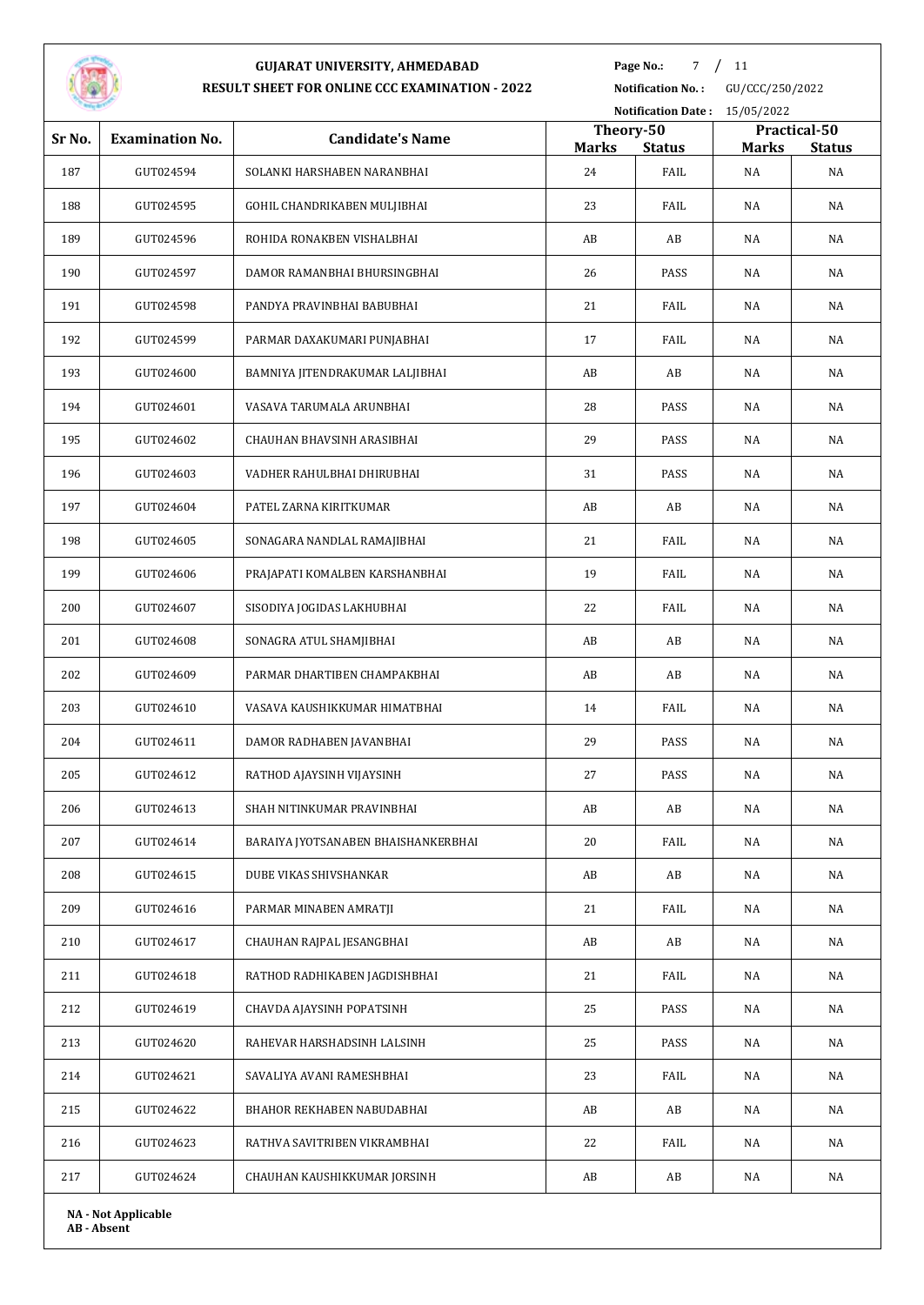# GUJARAT UNIVERSITY, AHMEDABAD

## RESULT SHEET FOR ONLINE CCC EXAMINATION - 2022

**Notification No. :** GU/CCC/250/2022

**Notification Date :** 15/05/2022

| Sr No. | Examination No. | Candidate's Name | Theory-50 | | Practical-50 | |
|---|---|---|---|---|---|---|
| | | | Marks | Status | Marks | Status |
| 187 | GUT024594 | SOLANKI HARSHABEN NARANBHAI | 24 | FAIL | NA | NA |
| 188 | GUT024595 | GOHIL CHANDRIKABEN MULJIBHAI | 23 | FAIL | NA | NA |
| 189 | GUT024596 | ROHIDA RONAKBEN VISHALBHAI | AB | AB | NA | NA |
| 190 | GUT024597 | DAMOR RAMANBHAI BHURSINGBHAI | 26 | PASS | NA | NA |
| 191 | GUT024598 | PANDYA PRAVINBHAI BABUBHAI | 21 | FAIL | NA | NA |
| 192 | GUT024599 | PARMAR DAXAKUMARI PUNJABHAI | 17 | FAIL | NA | NA |
| 193 | GUT024600 | BAMNIYA JITENDRAKUMAR LALJIBHAI | AB | AB | NA | NA |
| 194 | GUT024601 | VASAVA TARUMALA ARUNBHAI | 28 | PASS | NA | NA |
| 195 | GUT024602 | CHAUHAN BHAVSINH ARASIBHAI | 29 | PASS | NA | NA |
| 196 | GUT024603 | VADHER RAHULBHAI DHIRUBHAI | 31 | PASS | NA | NA |
| 197 | GUT024604 | PATEL ZARNA KIRITKUMAR | AB | AB | NA | NA |
| 198 | GUT024605 | SONAGARA NANDLAL RAMAJIBHAI | 21 | FAIL | NA | NA |
| 199 | GUT024606 | PRAJAPATI KOMALBEN KARSHANBHAI | 19 | FAIL | NA | NA |
| 200 | GUT024607 | SISODIYA JOGIDAS LAKHUBHAI | 22 | FAIL | NA | NA |
| 201 | GUT024608 | SONAGRA ATUL SHAMJIBHAI | AB | AB | NA | NA |
| 202 | GUT024609 | PARMAR DHARTIBEN CHAMPAKBHAI | AB | AB | NA | NA |
| 203 | GUT024610 | VASAVA KAUSHIKKUMAR HIMATBHAI | 14 | FAIL | NA | NA |
| 204 | GUT024611 | DAMOR RADHABEN JAVANBHAI | 29 | PASS | NA | NA |
| 205 | GUT024612 | RATHOD AJAYSINH VIJAYSINH | 27 | PASS | NA | NA |
| 206 | GUT024613 | SHAH NITINKUMAR PRAVINBHAI | AB | AB | NA | NA |
| 207 | GUT024614 | BARAIYA JYOTSANABEN BHAISHANKERBHAI | 20 | FAIL | NA | NA |
| 208 | GUT024615 | DUBE VIKAS SHIVSHANKAR | AB | AB | NA | NA |
| 209 | GUT024616 | PARMAR MINABEN AMRATJI | 21 | FAIL | NA | NA |
| 210 | GUT024617 | CHAUHAN RAJPAL JESANGBHAI | AB | AB | NA | NA |
| 211 | GUT024618 | RATHOD RADHIKABEN JAGDISHBHAI | 21 | FAIL | NA | NA |
| 212 | GUT024619 | CHAVDA AJAYSINH POPATSINH | 25 | PASS | NA | NA |
| 213 | GUT024620 | RAHEVAR HARSHADSINH LALSINH | 25 | PASS | NA | NA |
| 214 | GUT024621 | SAVALIYA AVANI RAMESHBHAI | 23 | FAIL | NA | NA |
| 215 | GUT024622 | BHAHOR REKHABEN NABUDABHAI | AB | AB | NA | NA |
| 216 | GUT024623 | RATHVA SAVITRIBEN VIKRAMBHAI | 22 | FAIL | NA | NA |
| 217 | GUT024624 | CHAUHAN KAUSHIKKUMAR JORSINH | AB | AB | NA | NA |

**NA - Not Applicable**
**AB - Absent**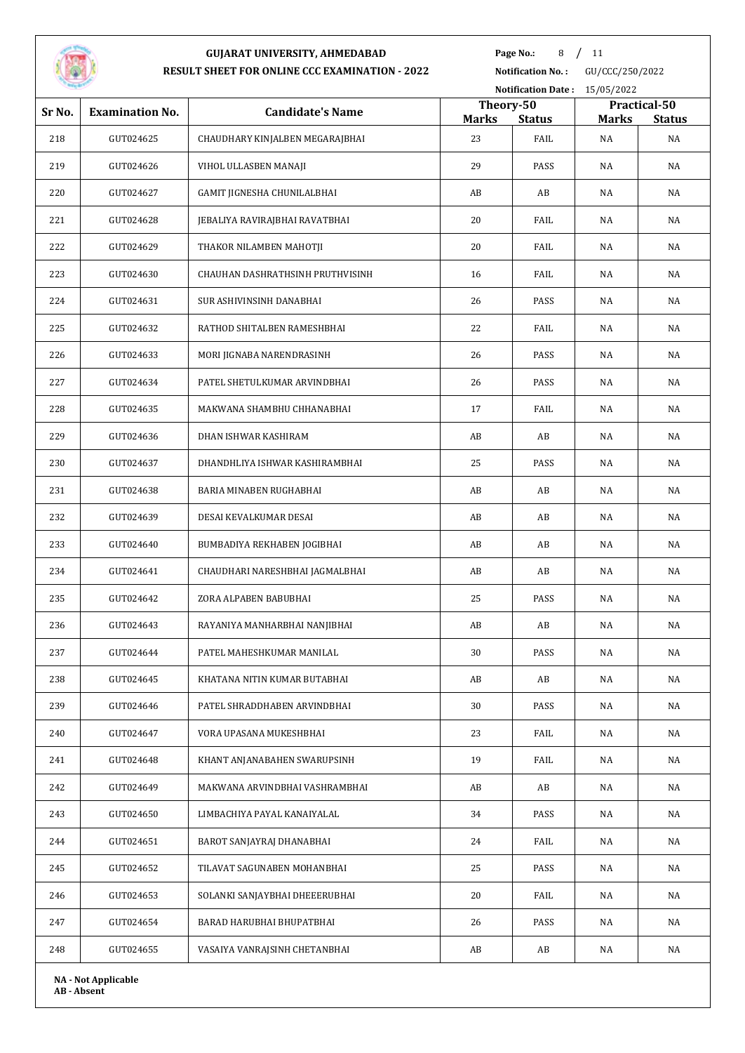# GUJARAT UNIVERSITY, AHMEDABAD

## RESULT SHEET FOR ONLINE CCC EXAMINATION - 2022

**Page No.:** 8 / 11
**Notification No. :** GU/CCC/250/2022
**Notification Date :** 15/05/2022

| Sr No. | Examination No. | Candidate's Name | Theory-50 | | Practical-50 | |
|---|---|---|---|---|---|---|
| | | | Marks | Status | Marks | Status |
| 218 | GUT024625 | CHAUDHARY KINJALBEN MEGARAJBHAI | 23 | FAIL | NA | NA |
| 219 | GUT024626 | VIHOL ULLASBEN MANAJI | 29 | PASS | NA | NA |
| 220 | GUT024627 | GAMIT JIGNESHA CHUNILALBHAI | AB | AB | NA | NA |
| 221 | GUT024628 | JEBALIYA RAVIRAJBHAI RAVATBHAI | 20 | FAIL | NA | NA |
| 222 | GUT024629 | THAKOR NILAMBEN MAHOTJI | 20 | FAIL | NA | NA |
| 223 | GUT024630 | CHAUHAN DASHRATHSINH PRUTHVISINH | 16 | FAIL | NA | NA |
| 224 | GUT024631 | SUR ASHIVINSINH DANABHAI | 26 | PASS | NA | NA |
| 225 | GUT024632 | RATHOD SHITALBEN RAMESHBHAI | 22 | FAIL | NA | NA |
| 226 | GUT024633 | MORI JIGNABA NARENDRASINH | 26 | PASS | NA | NA |
| 227 | GUT024634 | PATEL SHETULKUMAR ARVINDBHAI | 26 | PASS | NA | NA |
| 228 | GUT024635 | MAKWANA SHAMBHU CHHANABHAI | 17 | FAIL | NA | NA |
| 229 | GUT024636 | DHAN ISHWAR KASHIRAM | AB | AB | NA | NA |
| 230 | GUT024637 | DHANDHLIYA ISHWAR KASHIRAMBHAI | 25 | PASS | NA | NA |
| 231 | GUT024638 | BARIA MINABEN RUGHABHAI | AB | AB | NA | NA |
| 232 | GUT024639 | DESAI KEVALKUMAR DESAI | AB | AB | NA | NA |
| 233 | GUT024640 | BUMBADIYA REKHABEN JOGIBHAI | AB | AB | NA | NA |
| 234 | GUT024641 | CHAUDHARI NARESHBHAI JAGMALBHAI | AB | AB | NA | NA |
| 235 | GUT024642 | ZORA ALPABEN BABUBHAI | 25 | PASS | NA | NA |
| 236 | GUT024643 | RAYANIYA MANHARBHAI NANJIBHAI | AB | AB | NA | NA |
| 237 | GUT024644 | PATEL MAHESHKUMAR MANILAL | 30 | PASS | NA | NA |
| 238 | GUT024645 | KHATANA NITIN KUMAR BUTABHAI | AB | AB | NA | NA |
| 239 | GUT024646 | PATEL SHRADDHABEN ARVINDBHAI | 30 | PASS | NA | NA |
| 240 | GUT024647 | VORA UPASANA MUKESHBHAI | 23 | FAIL | NA | NA |
| 241 | GUT024648 | KHANT ANJANABAHEN SWARUPSINH | 19 | FAIL | NA | NA |
| 242 | GUT024649 | MAKWANA ARVINDBHAI VASHRAMBHAI | AB | AB | NA | NA |
| 243 | GUT024650 | LIMBACHIYA PAYAL KANAIYALAL | 34 | PASS | NA | NA |
| 244 | GUT024651 | BAROT SANJAYRAJ DHANABHAI | 24 | FAIL | NA | NA |
| 245 | GUT024652 | TILAVAT SAGUNABEN MOHANBHAI | 25 | PASS | NA | NA |
| 246 | GUT024653 | SOLANKI SANJAYBHAI DHEEERUBHAI | 20 | FAIL | NA | NA |
| 247 | GUT024654 | BARAD HARUBHAI BHUPATBHAI | 26 | PASS | NA | NA |
| 248 | GUT024655 | VASAIYA VANRAJSINH CHETANBHAI | AB | AB | NA | NA |

**NA - Not Applicable**
**AB - Absent**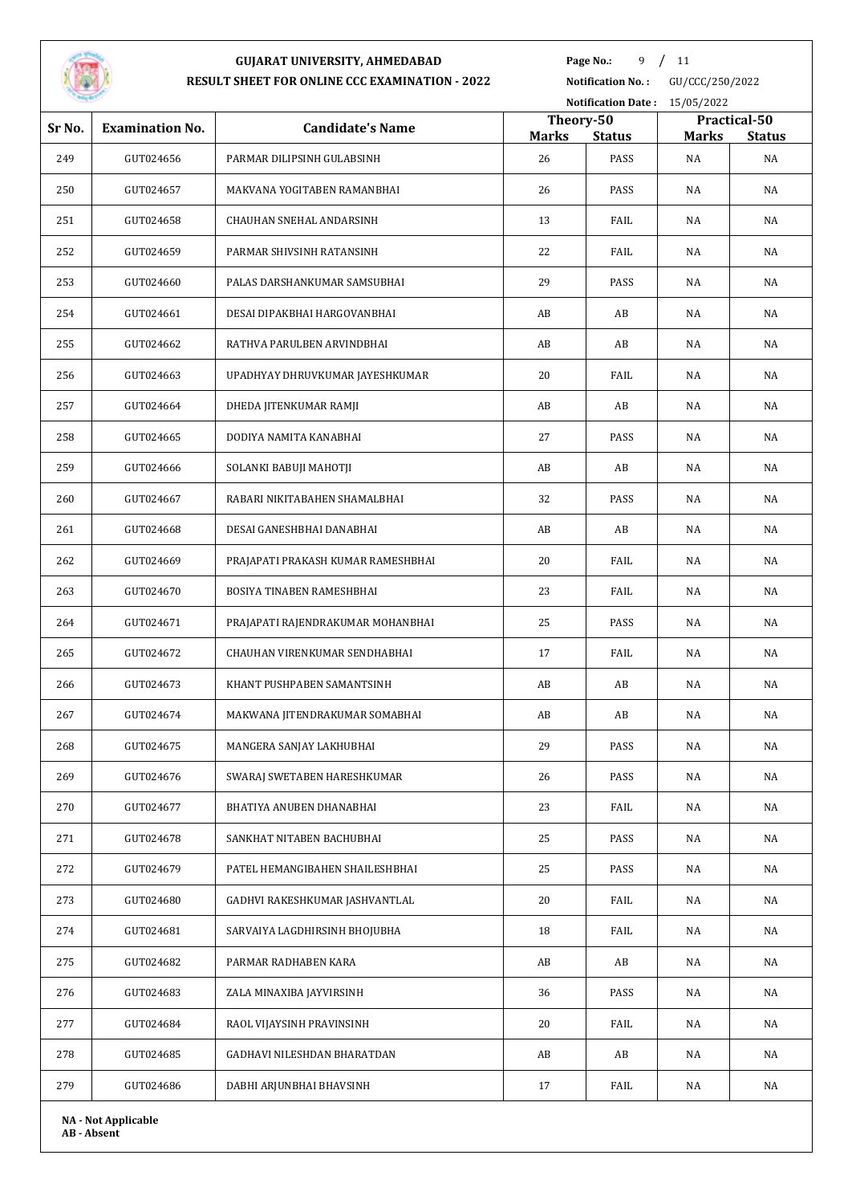# GUJARAT UNIVERSITY, AHMEDABAD

## RESULT SHEET FOR ONLINE CCC EXAMINATION - 2022

**Notification No. :** GU/CCC/250/2022

**Notification Date :** 15/05/2022

| Sr No. | Examination No. | Candidate's Name | Theory-50 | | Practical-50 | |
|---|---|---|---|---|---|---|
| | | | Marks | Status | Marks | Status |
| 249 | GUT024656 | PARMAR DILIPSINH GULABSINH | 26 | PASS | NA | NA |
| 250 | GUT024657 | MAKVANA YOGITABEN RAMANBHAI | 26 | PASS | NA | NA |
| 251 | GUT024658 | CHAUHAN SNEHAL ANDARSINH | 13 | FAIL | NA | NA |
| 252 | GUT024659 | PARMAR SHIVSINH RATANSINH | 22 | FAIL | NA | NA |
| 253 | GUT024660 | PALAS DARSHANKUMAR SAMSUBHAI | 29 | PASS | NA | NA |
| 254 | GUT024661 | DESAI DIPAKBHAI HARGOVANBHAI | AB | AB | NA | NA |
| 255 | GUT024662 | RATHVA PARULBEN ARVINDBHAI | AB | AB | NA | NA |
| 256 | GUT024663 | UPADHYAY DHRUVKUMAR JAYESHKUMAR | 20 | FAIL | NA | NA |
| 257 | GUT024664 | DHEDA JITENKUMAR RAMJI | AB | AB | NA | NA |
| 258 | GUT024665 | DODIYA NAMITA KANABHAI | 27 | PASS | NA | NA |
| 259 | GUT024666 | SOLANKI BABUJI MAHOTJI | AB | AB | NA | NA |
| 260 | GUT024667 | RABARI NIKITABAHEN SHAMALBHAI | 32 | PASS | NA | NA |
| 261 | GUT024668 | DESAI GANESHBHAI DANABHAI | AB | AB | NA | NA |
| 262 | GUT024669 | PRAJAPATI PRAKASH KUMAR RAMESHBHAI | 20 | FAIL | NA | NA |
| 263 | GUT024670 | BOSIYA TINABEN RAMESHBHAI | 23 | FAIL | NA | NA |
| 264 | GUT024671 | PRAJAPATI RAJENDRAKUMAR MOHANBHAI | 25 | PASS | NA | NA |
| 265 | GUT024672 | CHAUHAN VIRENKUMAR SENDHABHAI | 17 | FAIL | NA | NA |
| 266 | GUT024673 | KHANT PUSHPABEN SAMANTSINH | AB | AB | NA | NA |
| 267 | GUT024674 | MAKWANA JITENDRAKUMAR SOMABHAI | AB | AB | NA | NA |
| 268 | GUT024675 | MANGERA SANJAY LAKHUBHAI | 29 | PASS | NA | NA |
| 269 | GUT024676 | SWARAJ SWETABEN HARESHKUMAR | 26 | PASS | NA | NA |
| 270 | GUT024677 | BHATIYA ANUBEN DHANABHAI | 23 | FAIL | NA | NA |
| 271 | GUT024678 | SANKHAT NITABEN BACHUBHAI | 25 | PASS | NA | NA |
| 272 | GUT024679 | PATEL HEMANGIBAHEN SHAILESHBHAI | 25 | PASS | NA | NA |
| 273 | GUT024680 | GADHVI RAKESHKUMAR JASHVANTLAL | 20 | FAIL | NA | NA |
| 274 | GUT024681 | SARVAIYA LAGDHIRSINH BHOJUBHA | 18 | FAIL | NA | NA |
| 275 | GUT024682 | PARMAR RADHABEN KARA | AB | AB | NA | NA |
| 276 | GUT024683 | ZALA MINAXIBA JAYVIRSINH | 36 | PASS | NA | NA |
| 277 | GUT024684 | RAOL VIJAYSINH PRAVINSINH | 20 | FAIL | NA | NA |
| 278 | GUT024685 | GADHAVI NILESHDAN BHARATDAN | AB | AB | NA | NA |
| 279 | GUT024686 | DABHI ARJUNBHAI BHAVSINH | 17 | FAIL | NA | NA |

**NA - Not Applicable**
**AB - Absent**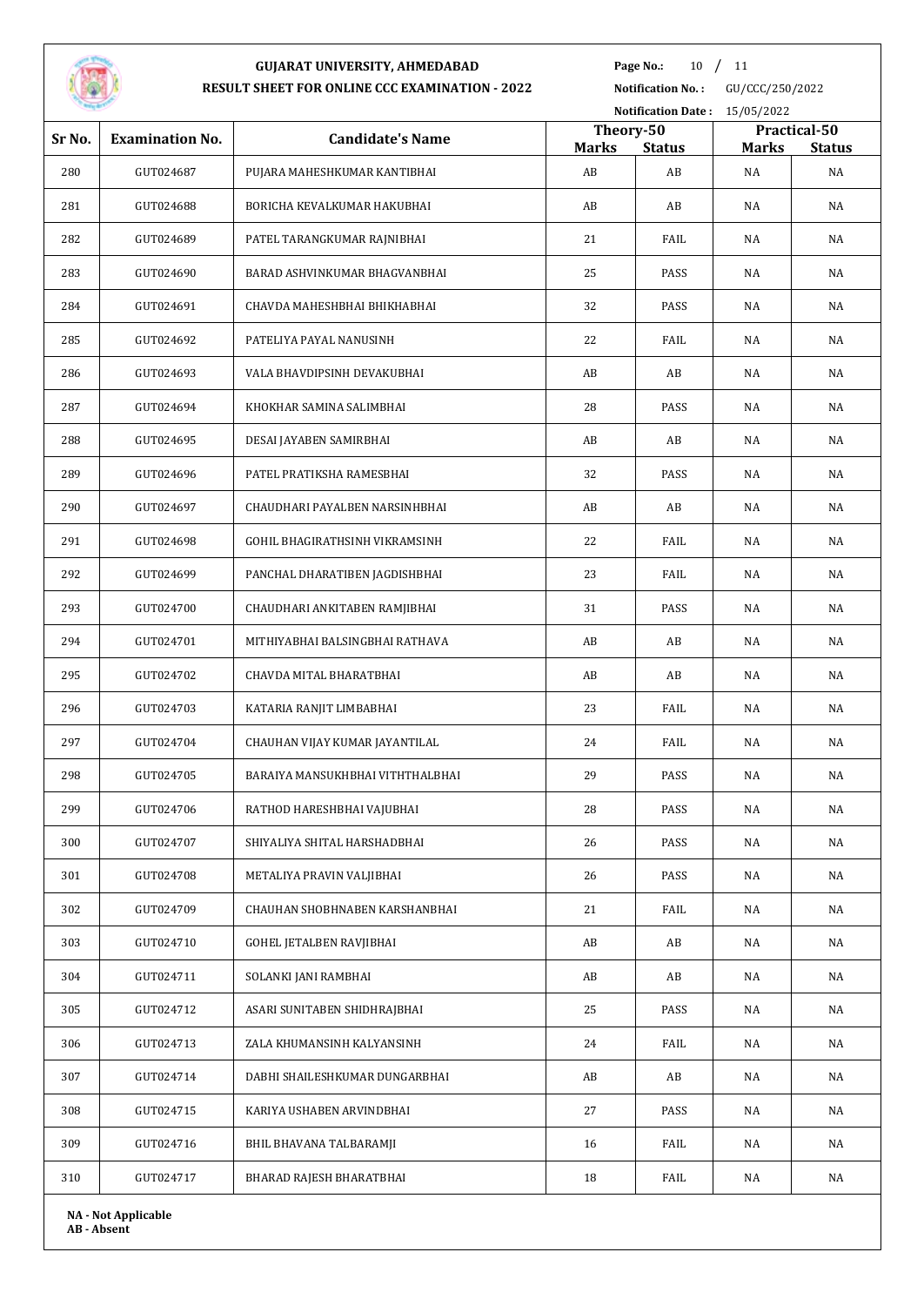# GUJARAT UNIVERSITY, AHMEDABAD
## RESULT SHEET FOR ONLINE CCC EXAMINATION - 2022

**Notification No. :** GU/CCC/250/2022
**Notification Date :** 15/05/2022

| Sr No. | Examination No. | Candidate's Name | Theory-50 | | Practical-50 | |
|---|---|---|---|---|---|---|
| | | | Marks | Status | Marks | Status |
| 280 | GUT024687 | PUJARA MAHESHKUMAR KANTIBHAI | AB | AB | NA | NA |
| 281 | GUT024688 | BORICHA KEVALKUMAR HAKUBHAI | AB | AB | NA | NA |
| 282 | GUT024689 | PATEL TARANGKUMAR RAJNIBHAI | 21 | FAIL | NA | NA |
| 283 | GUT024690 | BARAD ASHVINKUMAR BHAGVANBHAI | 25 | PASS | NA | NA |
| 284 | GUT024691 | CHAVDA MAHESHBHAI BHIKHABHAI | 32 | PASS | NA | NA |
| 285 | GUT024692 | PATELIYA PAYAL NANUSINH | 22 | FAIL | NA | NA |
| 286 | GUT024693 | VALA BHAVDIPSINH DEVAKUBHAI | AB | AB | NA | NA |
| 287 | GUT024694 | KHOKHAR SAMINA SALIMBHAI | 28 | PASS | NA | NA |
| 288 | GUT024695 | DESAI JAYABEN SAMIRBHAI | AB | AB | NA | NA |
| 289 | GUT024696 | PATEL PRATIKSHA RAMESBHAI | 32 | PASS | NA | NA |
| 290 | GUT024697 | CHAUDHARI PAYALBEN NARSINHBHAI | AB | AB | NA | NA |
| 291 | GUT024698 | GOHIL BHAGIRATHSINH VIKRAMSINH | 22 | FAIL | NA | NA |
| 292 | GUT024699 | PANCHAL DHARATIBEN JAGDISHBHAI | 23 | FAIL | NA | NA |
| 293 | GUT024700 | CHAUDHARI ANKITABEN RAMJIBHAI | 31 | PASS | NA | NA |
| 294 | GUT024701 | MITHIYABHAI BALSINGBHAI RATHAVA | AB | AB | NA | NA |
| 295 | GUT024702 | CHAVDA MITAL BHARATBHAI | AB | AB | NA | NA |
| 296 | GUT024703 | KATARIA RANJIT LIMBABHAI | 23 | FAIL | NA | NA |
| 297 | GUT024704 | CHAUHAN VIJAY KUMAR JAYANTILAL | 24 | FAIL | NA | NA |
| 298 | GUT024705 | BARAIYA MANSUKHBHAI VITHTHALBHAI | 29 | PASS | NA | NA |
| 299 | GUT024706 | RATHOD HARESHBHAI VAJUBHAI | 28 | PASS | NA | NA |
| 300 | GUT024707 | SHIYALIYA SHITAL HARSHADBHAI | 26 | PASS | NA | NA |
| 301 | GUT024708 | METALIYA PRAVIN VALJIBHAI | 26 | PASS | NA | NA |
| 302 | GUT024709 | CHAUHAN SHOBHNABEN KARSHANBHAI | 21 | FAIL | NA | NA |
| 303 | GUT024710 | GOHEL JETALBEN RAVJIBHAI | AB | AB | NA | NA |
| 304 | GUT024711 | SOLANKI JANI RAMBHAI | AB | AB | NA | NA |
| 305 | GUT024712 | ASARI SUNITABEN SHIDHRAJBHAI | 25 | PASS | NA | NA |
| 306 | GUT024713 | ZALA KHUMANSINH KALYANSINH | 24 | FAIL | NA | NA |
| 307 | GUT024714 | DABHI SHAILESHKUMAR DUNGARBHAI | AB | AB | NA | NA |
| 308 | GUT024715 | KARIYA USHABEN ARVINDBHAI | 27 | PASS | NA | NA |
| 309 | GUT024716 | BHIL BHAVANA TALBARAMJI | 16 | FAIL | NA | NA |
| 310 | GUT024717 | BHARAD RAJESH BHARATBHAI | 18 | FAIL | NA | NA |

**NA - Not Applicable**
**AB - Absent**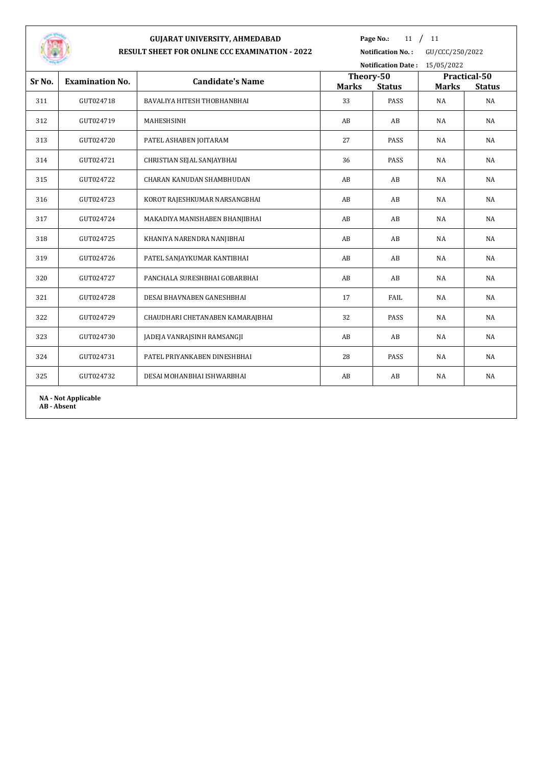**GUJARAT UNIVERSITY, AHMEDABAD**

**RESULT SHEET FOR ONLINE CCC EXAMINATION - 2022**

**Notification No. :** GU/CCC/250/2022

**Notification Date :** 15/05/2022

| Sr No. | Examination No. | Candidate's Name | Theory-50 | | Practical-50 | |
|---|---|---|---|---|---|---|
| | | | Marks | Status | Marks | Status |
| 311 | GUT024718 | BAVALIYA HITESH THOBHANBHAI | 33 | PASS | NA | NA |
| 312 | GUT024719 | MAHESHSINH | AB | AB | NA | NA |
| 313 | GUT024720 | PATEL ASHABEN JOITARAM | 27 | PASS | NA | NA |
| 314 | GUT024721 | CHRISTIAN SEJAL SANJAYBHAI | 36 | PASS | NA | NA |
| 315 | GUT024722 | CHARAN KANUDAN SHAMBHUDAN | AB | AB | NA | NA |
| 316 | GUT024723 | KOROT RAJESHKUMAR NARSANGBHAI | AB | AB | NA | NA |
| 317 | GUT024724 | MAKADIYA MANISHABEN BHANJIBHAI | AB | AB | NA | NA |
| 318 | GUT024725 | KHANIYA NARENDRA NANJIBHAI | AB | AB | NA | NA |
| 319 | GUT024726 | PATEL SANJAYKUMAR KANTIBHAI | AB | AB | NA | NA |
| 320 | GUT024727 | PANCHALA SURESHBHAI GOBARBHAI | AB | AB | NA | NA |
| 321 | GUT024728 | DESAI BHAVNABEN GANESHBHAI | 17 | FAIL | NA | NA |
| 322 | GUT024729 | CHAUDHARI CHETANABEN KAMARAJBHAI | 32 | PASS | NA | NA |
| 323 | GUT024730 | JADEJA VANRAJSINH RAMSANGJI | AB | AB | NA | NA |
| 324 | GUT024731 | PATEL PRIYANKABEN DINESHBHAI | 28 | PASS | NA | NA |
| 325 | GUT024732 | DESAI MOHANBHAI ISHWARBHAI | AB | AB | NA | NA |

**NA - Not Applicable**
**AB - Absent**